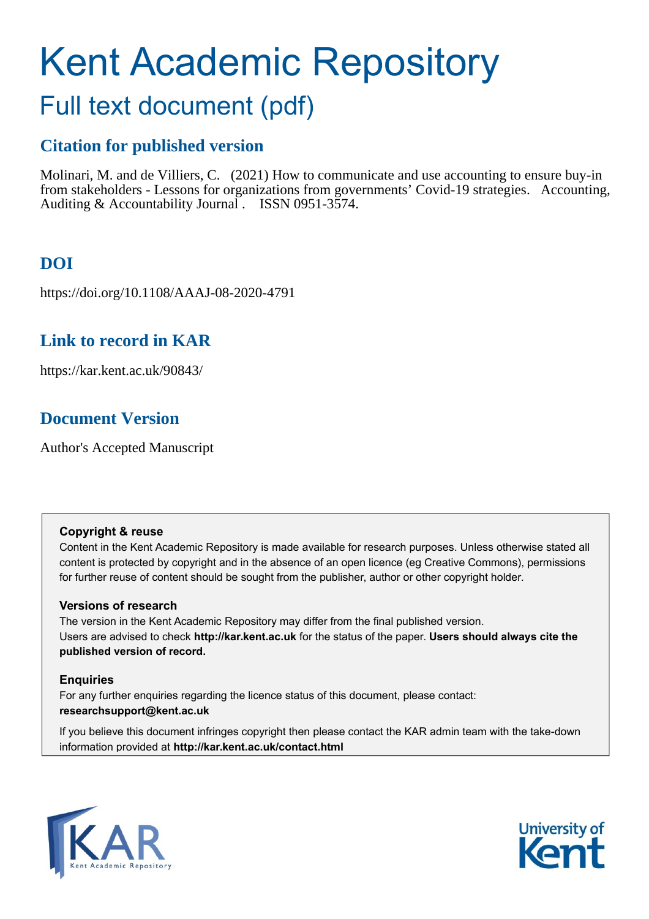# Kent Academic Repository

## Full text document (pdf)

## Citation for published version

Molinari, M. and de Villiers, C. (2021) How to communicate and use accounting to ensure buy-in from stakeholders - Lessons for organizations from governments' Covid-19 strategies. Accounting, Auditing & Accountability Journal . ISSN 0951-3574.

## DOI

https://doi.org/10.1108/AAAJ-08-2020-4791

## Link to record in KAR

https://kar.kent.ac.uk/90843/

## Document Version

Author's Accepted Manuscript

**Copyright & reuse**

Content in the Kent Academic Repository is made available for research purposes. Unless otherwise stated all content is protected by copyright and in the absence of an open licence (eg Creative Commons), permissions for further reuse of content should be sought from the publisher, author or other copyright holder.

**Versions of research**

The version in the Kent Academic Repository may differ from the final published version. Users are advised to check **http://kar.kent.ac.uk** for the status of the paper. **Users should always cite the published version of record.**

**Enquiries**

For any further enquiries regarding the licence status of this document, please contact: **researchsupport@kent.ac.uk**

If you believe this document infringes copyright then please contact the KAR admin team with the take-down information provided at **http://kar.kent.ac.uk/contact.html**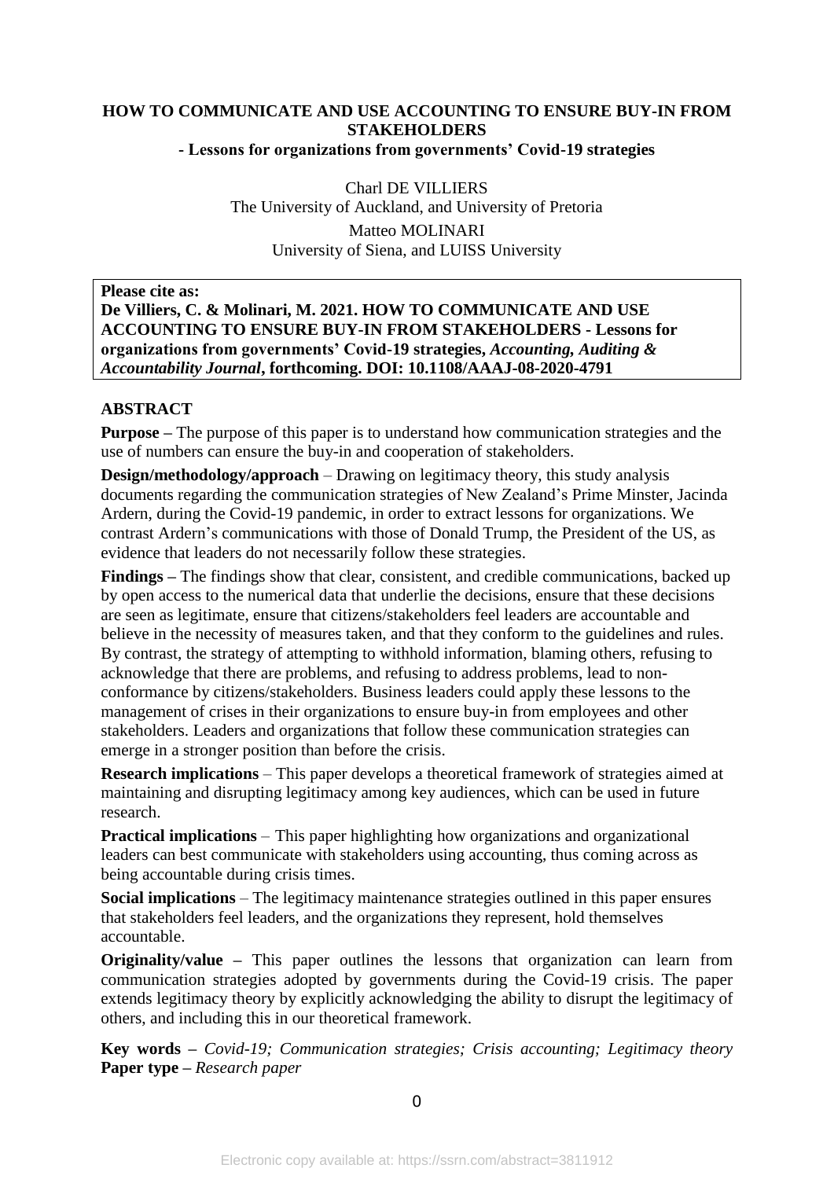# HOW TO COMMUNICATE AND USE ACCOUNTING TO ENSURE BUY-IN FROM STAKEHOLDERS

### - Lessons for organizations from governments' Covid-19 strategies

Charl DE VILLIERS
The University of Auckland, and University of Pretoria

Matteo MOLINARI
University of Siena, and LUISS University

**Please cite as:**
**De Villiers, C. & Molinari, M. 2021. HOW TO COMMUNICATE AND USE ACCOUNTING TO ENSURE BUY-IN FROM STAKEHOLDERS - Lessons for organizations from governments' Covid-19 strategies, *Accounting, Auditing & Accountability Journal*, forthcoming. DOI: 10.1108/AAAJ-08-2020-4791**

## ABSTRACT

**Purpose –** The purpose of this paper is to understand how communication strategies and the use of numbers can ensure the buy-in and cooperation of stakeholders.

**Design/methodology/approach** – Drawing on legitimacy theory, this study analysis documents regarding the communication strategies of New Zealand's Prime Minster, Jacinda Ardern, during the Covid-19 pandemic, in order to extract lessons for organizations. We contrast Ardern's communications with those of Donald Trump, the President of the US, as evidence that leaders do not necessarily follow these strategies.

**Findings –** The findings show that clear, consistent, and credible communications, backed up by open access to the numerical data that underlie the decisions, ensure that these decisions are seen as legitimate, ensure that citizens/stakeholders feel leaders are accountable and believe in the necessity of measures taken, and that they conform to the guidelines and rules. By contrast, the strategy of attempting to withhold information, blaming others, refusing to acknowledge that there are problems, and refusing to address problems, lead to non-conformance by citizens/stakeholders. Business leaders could apply these lessons to the management of crises in their organizations to ensure buy-in from employees and other stakeholders. Leaders and organizations that follow these communication strategies can emerge in a stronger position than before the crisis.

**Research implications** – This paper develops a theoretical framework of strategies aimed at maintaining and disrupting legitimacy among key audiences, which can be used in future research.

**Practical implications** – This paper highlighting how organizations and organizational leaders can best communicate with stakeholders using accounting, thus coming across as being accountable during crisis times.

**Social implications** – The legitimacy maintenance strategies outlined in this paper ensures that stakeholders feel leaders, and the organizations they represent, hold themselves accountable.

**Originality/value –** This paper outlines the lessons that organization can learn from communication strategies adopted by governments during the Covid-19 crisis. The paper extends legitimacy theory by explicitly acknowledging the ability to disrupt the legitimacy of others, and including this in our theoretical framework.

**Key words –** *Covid-19; Communication strategies; Crisis accounting; Legitimacy theory*
**Paper type –** *Research paper*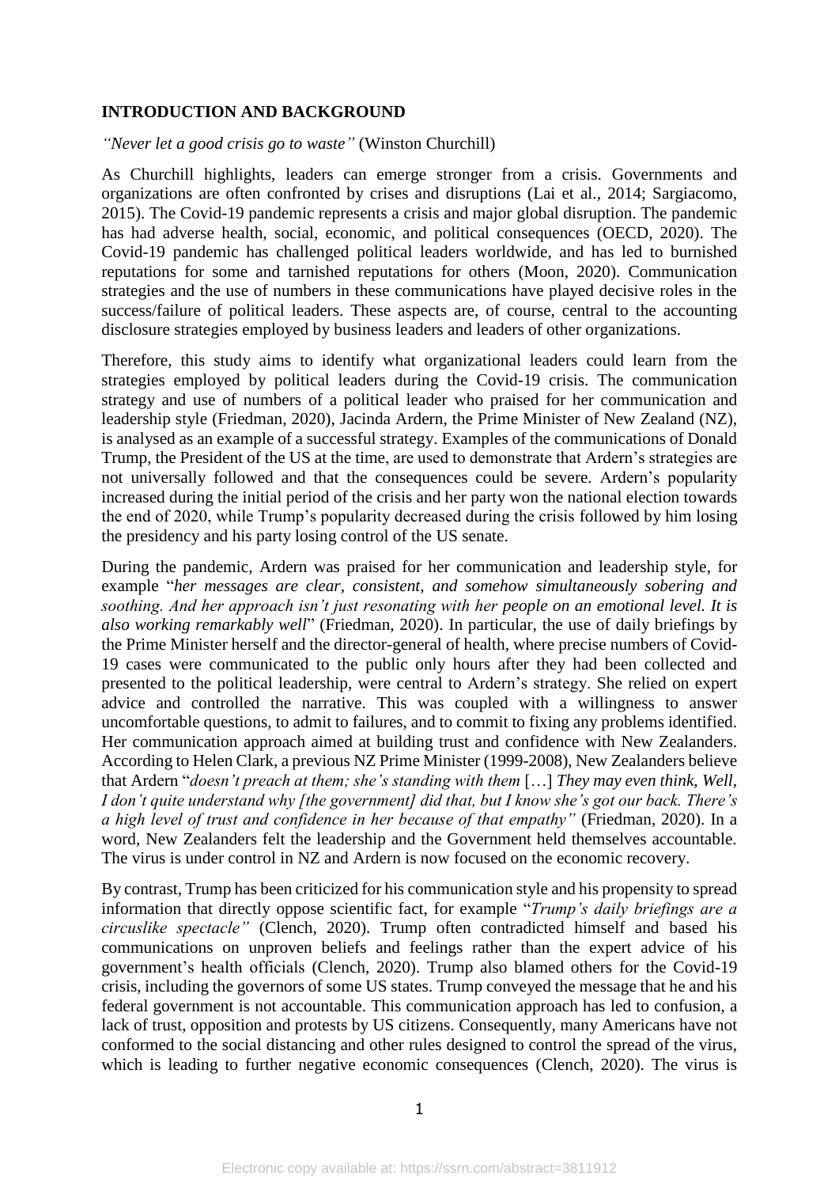## INTRODUCTION AND BACKGROUND

*"Never let a good crisis go to waste"* (Winston Churchill)

As Churchill highlights, leaders can emerge stronger from a crisis. Governments and organizations are often confronted by crises and disruptions (Lai et al., 2014; Sargiacomo, 2015). The Covid-19 pandemic represents a crisis and major global disruption. The pandemic has had adverse health, social, economic, and political consequences (OECD, 2020). The Covid-19 pandemic has challenged political leaders worldwide, and has led to burnished reputations for some and tarnished reputations for others (Moon, 2020). Communication strategies and the use of numbers in these communications have played decisive roles in the success/failure of political leaders. These aspects are, of course, central to the accounting disclosure strategies employed by business leaders and leaders of other organizations.

Therefore, this study aims to identify what organizational leaders could learn from the strategies employed by political leaders during the Covid-19 crisis. The communication strategy and use of numbers of a political leader who praised for her communication and leadership style (Friedman, 2020), Jacinda Ardern, the Prime Minister of New Zealand (NZ), is analysed as an example of a successful strategy. Examples of the communications of Donald Trump, the President of the US at the time, are used to demonstrate that Ardern's strategies are not universally followed and that the consequences could be severe. Ardern's popularity increased during the initial period of the crisis and her party won the national election towards the end of 2020, while Trump's popularity decreased during the crisis followed by him losing the presidency and his party losing control of the US senate.

During the pandemic, Ardern was praised for her communication and leadership style, for example "*her messages are clear, consistent, and somehow simultaneously sobering and soothing. And her approach isn't just resonating with her people on an emotional level. It is also working remarkably well*" (Friedman, 2020). In particular, the use of daily briefings by the Prime Minister herself and the director-general of health, where precise numbers of Covid-19 cases were communicated to the public only hours after they had been collected and presented to the political leadership, were central to Ardern's strategy. She relied on expert advice and controlled the narrative. This was coupled with a willingness to answer uncomfortable questions, to admit to failures, and to commit to fixing any problems identified. Her communication approach aimed at building trust and confidence with New Zealanders. According to Helen Clark, a previous NZ Prime Minister (1999-2008), New Zealanders believe that Ardern "*doesn't preach at them; she's standing with them* […] *They may even think, Well, I don't quite understand why [the government] did that, but I know she's got our back. There's a high level of trust and confidence in her because of that empathy"* (Friedman, 2020). In a word, New Zealanders felt the leadership and the Government held themselves accountable. The virus is under control in NZ and Ardern is now focused on the economic recovery.

By contrast, Trump has been criticized for his communication style and his propensity to spread information that directly oppose scientific fact, for example "*Trump's daily briefings are a circuslike spectacle"* (Clench, 2020). Trump often contradicted himself and based his communications on unproven beliefs and feelings rather than the expert advice of his government's health officials (Clench, 2020). Trump also blamed others for the Covid-19 crisis, including the governors of some US states. Trump conveyed the message that he and his federal government is not accountable. This communication approach has led to confusion, a lack of trust, opposition and protests by US citizens. Consequently, many Americans have not conformed to the social distancing and other rules designed to control the spread of the virus, which is leading to further negative economic consequences (Clench, 2020). The virus is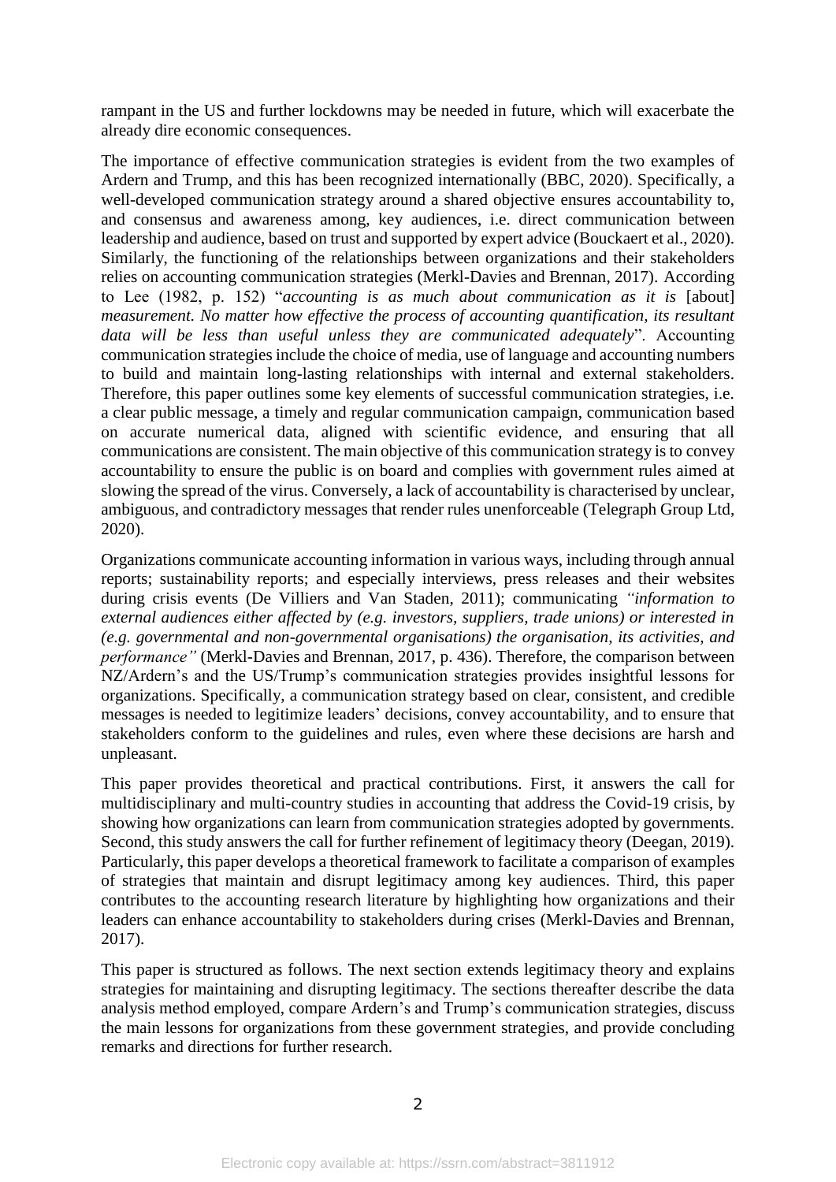rampant in the US and further lockdowns may be needed in future, which will exacerbate the already dire economic consequences.

The importance of effective communication strategies is evident from the two examples of Ardern and Trump, and this has been recognized internationally (BBC, 2020). Specifically, a well-developed communication strategy around a shared objective ensures accountability to, and consensus and awareness among, key audiences, i.e. direct communication between leadership and audience, based on trust and supported by expert advice (Bouckaert et al., 2020). Similarly, the functioning of the relationships between organizations and their stakeholders relies on accounting communication strategies (Merkl-Davies and Brennan, 2017). According to Lee (1982, p. 152) "*accounting is as much about communication as it is* [about] *measurement. No matter how effective the process of accounting quantification, its resultant data will be less than useful unless they are communicated adequately*". Accounting communication strategies include the choice of media, use of language and accounting numbers to build and maintain long-lasting relationships with internal and external stakeholders. Therefore, this paper outlines some key elements of successful communication strategies, i.e. a clear public message, a timely and regular communication campaign, communication based on accurate numerical data, aligned with scientific evidence, and ensuring that all communications are consistent. The main objective of this communication strategy is to convey accountability to ensure the public is on board and complies with government rules aimed at slowing the spread of the virus. Conversely, a lack of accountability is characterised by unclear, ambiguous, and contradictory messages that render rules unenforceable (Telegraph Group Ltd, 2020).

Organizations communicate accounting information in various ways, including through annual reports; sustainability reports; and especially interviews, press releases and their websites during crisis events (De Villiers and Van Staden, 2011); communicating *"information to external audiences either affected by (e.g. investors, suppliers, trade unions) or interested in (e.g. governmental and non-governmental organisations) the organisation, its activities, and performance"* (Merkl-Davies and Brennan, 2017, p. 436). Therefore, the comparison between NZ/Ardern's and the US/Trump's communication strategies provides insightful lessons for organizations. Specifically, a communication strategy based on clear, consistent, and credible messages is needed to legitimize leaders' decisions, convey accountability, and to ensure that stakeholders conform to the guidelines and rules, even where these decisions are harsh and unpleasant.

This paper provides theoretical and practical contributions. First, it answers the call for multidisciplinary and multi-country studies in accounting that address the Covid-19 crisis, by showing how organizations can learn from communication strategies adopted by governments. Second, this study answers the call for further refinement of legitimacy theory (Deegan, 2019). Particularly, this paper develops a theoretical framework to facilitate a comparison of examples of strategies that maintain and disrupt legitimacy among key audiences. Third, this paper contributes to the accounting research literature by highlighting how organizations and their leaders can enhance accountability to stakeholders during crises (Merkl-Davies and Brennan, 2017).

This paper is structured as follows. The next section extends legitimacy theory and explains strategies for maintaining and disrupting legitimacy. The sections thereafter describe the data analysis method employed, compare Ardern's and Trump's communication strategies, discuss the main lessons for organizations from these government strategies, and provide concluding remarks and directions for further research.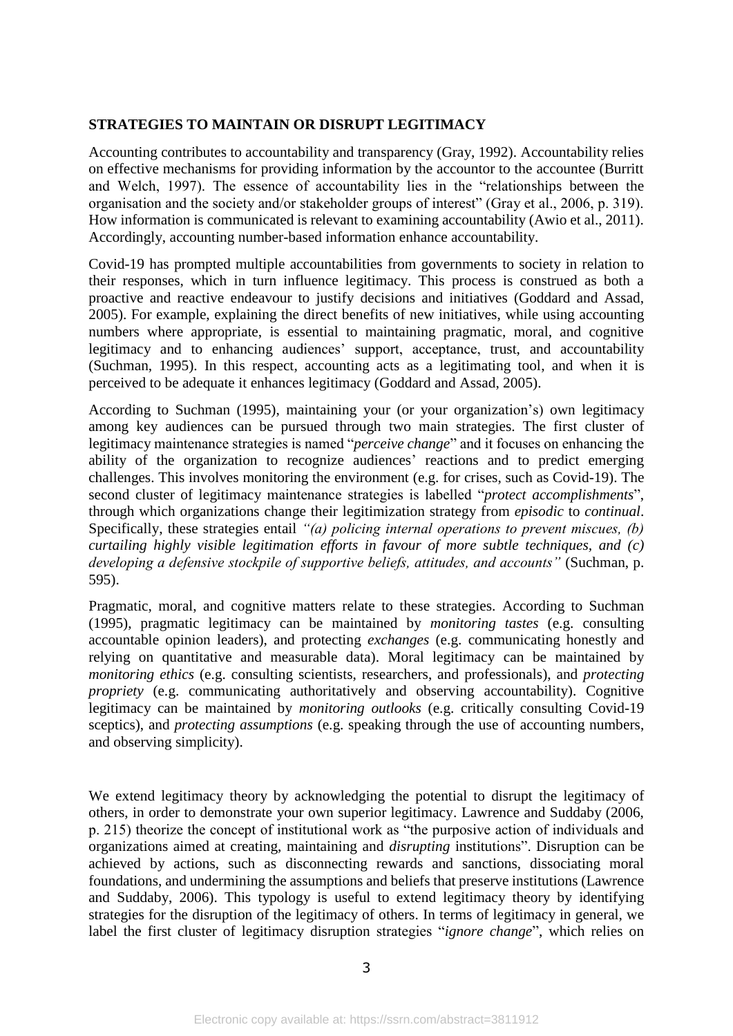## STRATEGIES TO MAINTAIN OR DISRUPT LEGITIMACY

Accounting contributes to accountability and transparency (Gray, 1992). Accountability relies on effective mechanisms for providing information by the accountor to the accountee (Burritt and Welch, 1997). The essence of accountability lies in the "relationships between the organisation and the society and/or stakeholder groups of interest" (Gray et al., 2006, p. 319). How information is communicated is relevant to examining accountability (Awio et al., 2011). Accordingly, accounting number-based information enhance accountability.

Covid-19 has prompted multiple accountabilities from governments to society in relation to their responses, which in turn influence legitimacy. This process is construed as both a proactive and reactive endeavour to justify decisions and initiatives (Goddard and Assad, 2005). For example, explaining the direct benefits of new initiatives, while using accounting numbers where appropriate, is essential to maintaining pragmatic, moral, and cognitive legitimacy and to enhancing audiences' support, acceptance, trust, and accountability (Suchman, 1995). In this respect, accounting acts as a legitimating tool, and when it is perceived to be adequate it enhances legitimacy (Goddard and Assad, 2005).

According to Suchman (1995), maintaining your (or your organization's) own legitimacy among key audiences can be pursued through two main strategies. The first cluster of legitimacy maintenance strategies is named "*perceive change*" and it focuses on enhancing the ability of the organization to recognize audiences' reactions and to predict emerging challenges. This involves monitoring the environment (e.g. for crises, such as Covid-19). The second cluster of legitimacy maintenance strategies is labelled "*protect accomplishments*", through which organizations change their legitimization strategy from *episodic* to *continual*. Specifically, these strategies entail *"(a) policing internal operations to prevent miscues, (b) curtailing highly visible legitimation efforts in favour of more subtle techniques, and (c) developing a defensive stockpile of supportive beliefs, attitudes, and accounts"* (Suchman, p. 595).

Pragmatic, moral, and cognitive matters relate to these strategies. According to Suchman (1995), pragmatic legitimacy can be maintained by *monitoring tastes* (e.g. consulting accountable opinion leaders), and protecting *exchanges* (e.g. communicating honestly and relying on quantitative and measurable data). Moral legitimacy can be maintained by *monitoring ethics* (e.g. consulting scientists, researchers, and professionals), and *protecting propriety* (e.g. communicating authoritatively and observing accountability). Cognitive legitimacy can be maintained by *monitoring outlooks* (e.g. critically consulting Covid-19 sceptics), and *protecting assumptions* (e.g. speaking through the use of accounting numbers, and observing simplicity).

We extend legitimacy theory by acknowledging the potential to disrupt the legitimacy of others, in order to demonstrate your own superior legitimacy. Lawrence and Suddaby (2006, p. 215) theorize the concept of institutional work as "the purposive action of individuals and organizations aimed at creating, maintaining and *disrupting* institutions". Disruption can be achieved by actions, such as disconnecting rewards and sanctions, dissociating moral foundations, and undermining the assumptions and beliefs that preserve institutions (Lawrence and Suddaby, 2006). This typology is useful to extend legitimacy theory by identifying strategies for the disruption of the legitimacy of others. In terms of legitimacy in general, we label the first cluster of legitimacy disruption strategies "*ignore change*", which relies on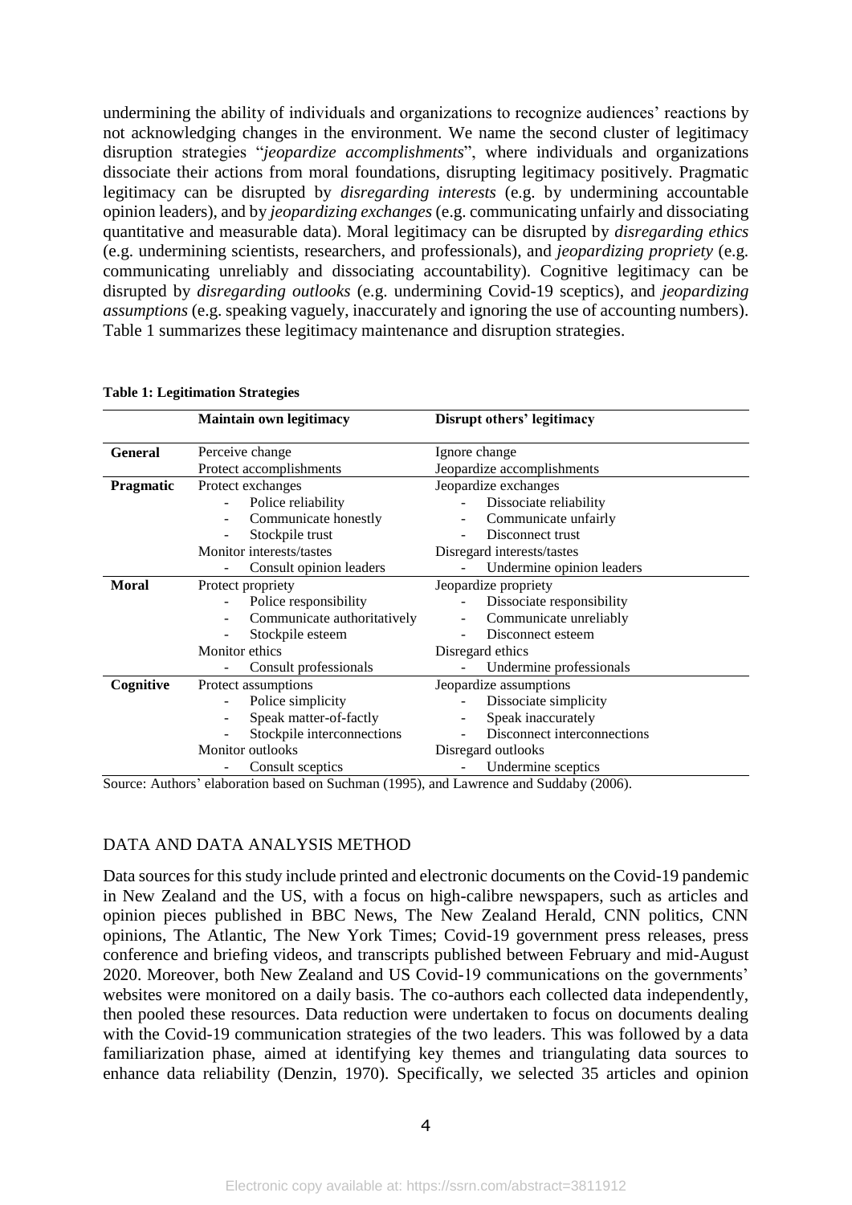undermining the ability of individuals and organizations to recognize audiences' reactions by not acknowledging changes in the environment. We name the second cluster of legitimacy disruption strategies "*jeopardize accomplishments*", where individuals and organizations dissociate their actions from moral foundations, disrupting legitimacy positively. Pragmatic legitimacy can be disrupted by *disregarding interests* (e.g. by undermining accountable opinion leaders), and by *jeopardizing exchanges* (e.g. communicating unfairly and dissociating quantitative and measurable data). Moral legitimacy can be disrupted by *disregarding ethics* (e.g. undermining scientists, researchers, and professionals), and *jeopardizing propriety* (e.g. communicating unreliably and dissociating accountability). Cognitive legitimacy can be disrupted by *disregarding outlooks* (e.g. undermining Covid-19 sceptics), and *jeopardizing assumptions* (e.g. speaking vaguely, inaccurately and ignoring the use of accounting numbers). Table 1 summarizes these legitimacy maintenance and disruption strategies.

**Table 1: Legitimation Strategies**

| | **Maintain own legitimacy** | **Disrupt others' legitimacy** |
|---|---|---|
| **General** | Perceive change | Ignore change |
| | Protect accomplishments | Jeopardize accomplishments |
| **Pragmatic** | Protect exchanges | Jeopardize exchanges |
| | - Police reliability | - Dissociate reliability |
| | - Communicate honestly | - Communicate unfairly |
| | - Stockpile trust | - Disconnect trust |
| | Monitor interests/tastes | Disregard interests/tastes |
| | - Consult opinion leaders | - Undermine opinion leaders |
| **Moral** | Protect propriety | Jeopardize propriety |
| | - Police responsibility | - Dissociate responsibility |
| | - Communicate authoritatively | - Communicate unreliably |
| | - Stockpile esteem | - Disconnect esteem |
| | Monitor ethics | Disregard ethics |
| | - Consult professionals | - Undermine professionals |
| **Cognitive** | Protect assumptions | Jeopardize assumptions |
| | - Police simplicity | - Dissociate simplicity |
| | - Speak matter-of-factly | - Speak inaccurately |
| | - Stockpile interconnections | - Disconnect interconnections |
| | Monitor outlooks | Disregard outlooks |
| | - Consult sceptics | - Undermine sceptics |

Source: Authors' elaboration based on Suchman (1995), and Lawrence and Suddaby (2006).

## DATA AND DATA ANALYSIS METHOD

Data sources for this study include printed and electronic documents on the Covid-19 pandemic in New Zealand and the US, with a focus on high-calibre newspapers, such as articles and opinion pieces published in BBC News, The New Zealand Herald, CNN politics, CNN opinions, The Atlantic, The New York Times; Covid-19 government press releases, press conference and briefing videos, and transcripts published between February and mid-August 2020. Moreover, both New Zealand and US Covid-19 communications on the governments' websites were monitored on a daily basis. The co-authors each collected data independently, then pooled these resources. Data reduction were undertaken to focus on documents dealing with the Covid-19 communication strategies of the two leaders. This was followed by a data familiarization phase, aimed at identifying key themes and triangulating data sources to enhance data reliability (Denzin, 1970). Specifically, we selected 35 articles and opinion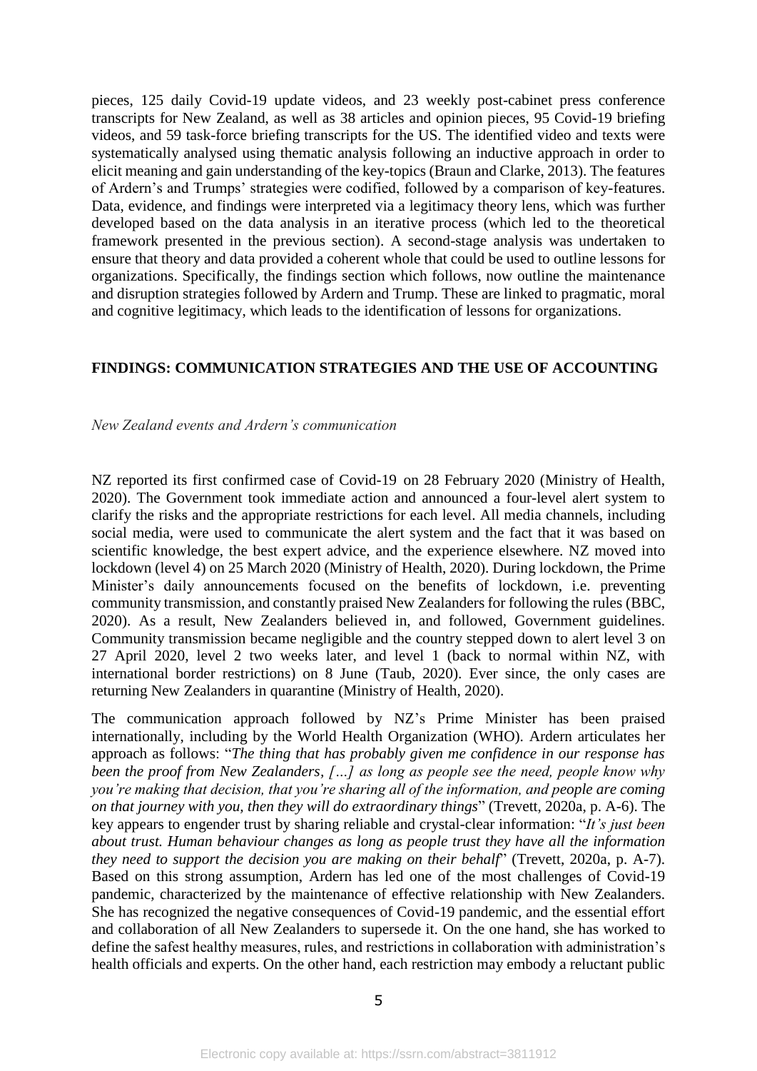pieces, 125 daily Covid-19 update videos, and 23 weekly post-cabinet press conference transcripts for New Zealand, as well as 38 articles and opinion pieces, 95 Covid-19 briefing videos, and 59 task-force briefing transcripts for the US. The identified video and texts were systematically analysed using thematic analysis following an inductive approach in order to elicit meaning and gain understanding of the key-topics (Braun and Clarke, 2013). The features of Ardern's and Trumps' strategies were codified, followed by a comparison of key-features. Data, evidence, and findings were interpreted via a legitimacy theory lens, which was further developed based on the data analysis in an iterative process (which led to the theoretical framework presented in the previous section). A second-stage analysis was undertaken to ensure that theory and data provided a coherent whole that could be used to outline lessons for organizations. Specifically, the findings section which follows, now outline the maintenance and disruption strategies followed by Ardern and Trump. These are linked to pragmatic, moral and cognitive legitimacy, which leads to the identification of lessons for organizations.

## FINDINGS: COMMUNICATION STRATEGIES AND THE USE OF ACCOUNTING

### *New Zealand events and Ardern's communication*

NZ reported its first confirmed case of Covid-19 on 28 February 2020 (Ministry of Health, 2020). The Government took immediate action and announced a four-level alert system to clarify the risks and the appropriate restrictions for each level. All media channels, including social media, were used to communicate the alert system and the fact that it was based on scientific knowledge, the best expert advice, and the experience elsewhere. NZ moved into lockdown (level 4) on 25 March 2020 (Ministry of Health, 2020). During lockdown, the Prime Minister's daily announcements focused on the benefits of lockdown, i.e. preventing community transmission, and constantly praised New Zealanders for following the rules (BBC, 2020). As a result, New Zealanders believed in, and followed, Government guidelines. Community transmission became negligible and the country stepped down to alert level 3 on 27 April 2020, level 2 two weeks later, and level 1 (back to normal within NZ, with international border restrictions) on 8 June (Taub, 2020). Ever since, the only cases are returning New Zealanders in quarantine (Ministry of Health, 2020).

The communication approach followed by NZ's Prime Minister has been praised internationally, including by the World Health Organization (WHO). Ardern articulates her approach as follows: "*The thing that has probably given me confidence in our response has been the proof from New Zealanders, […] as long as people see the need, people know why you're making that decision, that you're sharing all of the information, and people are coming on that journey with you, then they will do extraordinary things*" (Trevett, 2020a, p. A-6). The key appears to engender trust by sharing reliable and crystal-clear information: "*It's just been about trust. Human behaviour changes as long as people trust they have all the information they need to support the decision you are making on their behalf*" (Trevett, 2020a, p. A-7). Based on this strong assumption, Ardern has led one of the most challenges of Covid-19 pandemic, characterized by the maintenance of effective relationship with New Zealanders. She has recognized the negative consequences of Covid-19 pandemic, and the essential effort and collaboration of all New Zealanders to supersede it. On the one hand, she has worked to define the safest healthy measures, rules, and restrictions in collaboration with administration's health officials and experts. On the other hand, each restriction may embody a reluctant public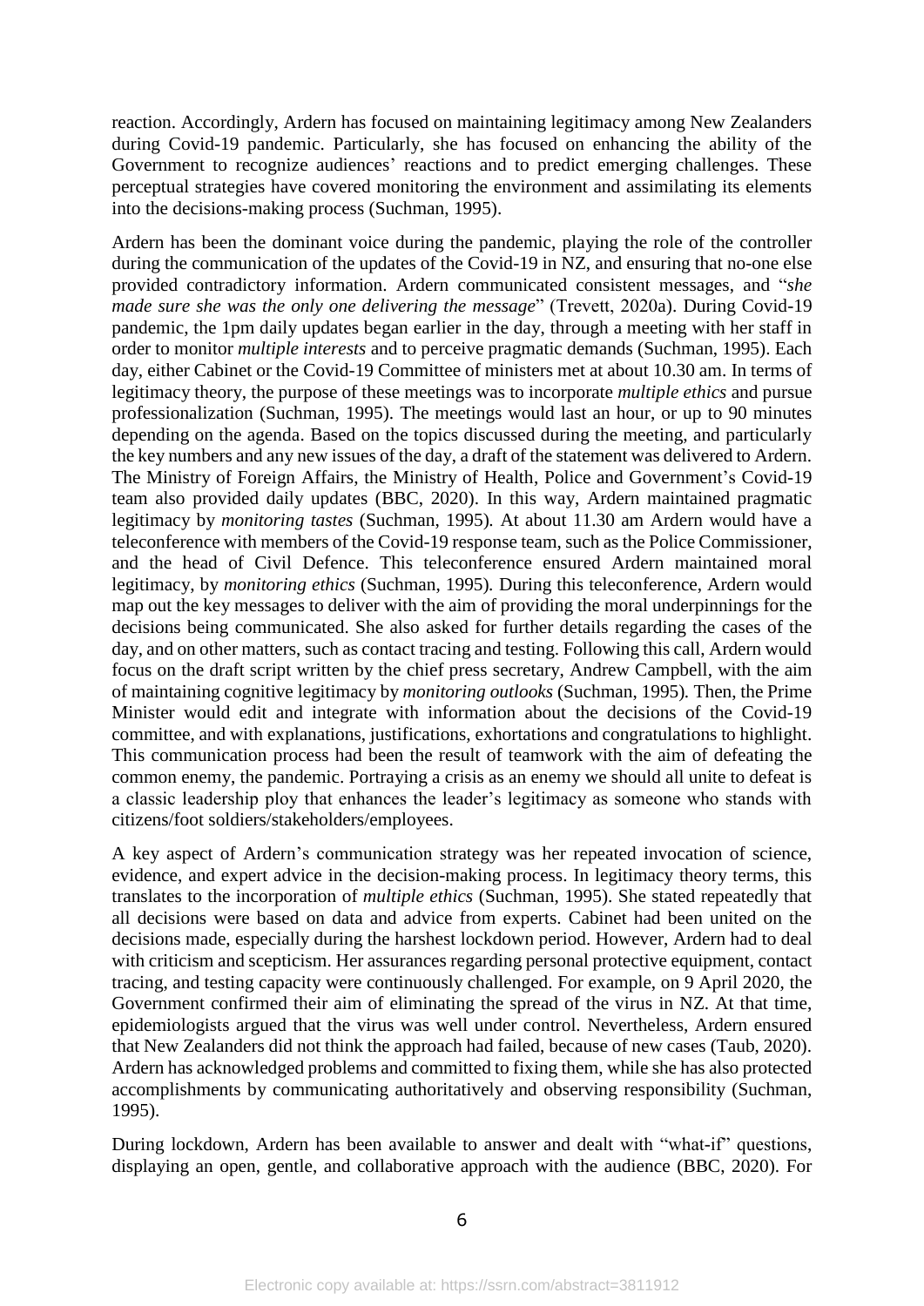reaction. Accordingly, Ardern has focused on maintaining legitimacy among New Zealanders during Covid-19 pandemic. Particularly, she has focused on enhancing the ability of the Government to recognize audiences' reactions and to predict emerging challenges. These perceptual strategies have covered monitoring the environment and assimilating its elements into the decisions-making process (Suchman, 1995).

Ardern has been the dominant voice during the pandemic, playing the role of the controller during the communication of the updates of the Covid-19 in NZ, and ensuring that no-one else provided contradictory information. Ardern communicated consistent messages, and "*she made sure she was the only one delivering the message*" (Trevett, 2020a). During Covid-19 pandemic, the 1pm daily updates began earlier in the day, through a meeting with her staff in order to monitor *multiple interests* and to perceive pragmatic demands (Suchman, 1995). Each day, either Cabinet or the Covid-19 Committee of ministers met at about 10.30 am. In terms of legitimacy theory, the purpose of these meetings was to incorporate *multiple ethics* and pursue professionalization (Suchman, 1995). The meetings would last an hour, or up to 90 minutes depending on the agenda. Based on the topics discussed during the meeting, and particularly the key numbers and any new issues of the day, a draft of the statement was delivered to Ardern. The Ministry of Foreign Affairs, the Ministry of Health, Police and Government's Covid-19 team also provided daily updates (BBC, 2020). In this way, Ardern maintained pragmatic legitimacy by *monitoring tastes* (Suchman, 1995). At about 11.30 am Ardern would have a teleconference with members of the Covid-19 response team, such as the Police Commissioner, and the head of Civil Defence. This teleconference ensured Ardern maintained moral legitimacy, by *monitoring ethics* (Suchman, 1995). During this teleconference, Ardern would map out the key messages to deliver with the aim of providing the moral underpinnings for the decisions being communicated. She also asked for further details regarding the cases of the day, and on other matters, such as contact tracing and testing. Following this call, Ardern would focus on the draft script written by the chief press secretary, Andrew Campbell, with the aim of maintaining cognitive legitimacy by *monitoring outlooks* (Suchman, 1995). Then, the Prime Minister would edit and integrate with information about the decisions of the Covid-19 committee, and with explanations, justifications, exhortations and congratulations to highlight. This communication process had been the result of teamwork with the aim of defeating the common enemy, the pandemic. Portraying a crisis as an enemy we should all unite to defeat is a classic leadership ploy that enhances the leader's legitimacy as someone who stands with citizens/foot soldiers/stakeholders/employees.

A key aspect of Ardern's communication strategy was her repeated invocation of science, evidence, and expert advice in the decision-making process. In legitimacy theory terms, this translates to the incorporation of *multiple ethics* (Suchman, 1995). She stated repeatedly that all decisions were based on data and advice from experts. Cabinet had been united on the decisions made, especially during the harshest lockdown period. However, Ardern had to deal with criticism and scepticism. Her assurances regarding personal protective equipment, contact tracing, and testing capacity were continuously challenged. For example, on 9 April 2020, the Government confirmed their aim of eliminating the spread of the virus in NZ. At that time, epidemiologists argued that the virus was well under control. Nevertheless, Ardern ensured that New Zealanders did not think the approach had failed, because of new cases (Taub, 2020). Ardern has acknowledged problems and committed to fixing them, while she has also protected accomplishments by communicating authoritatively and observing responsibility (Suchman, 1995).

During lockdown, Ardern has been available to answer and dealt with "what-if" questions, displaying an open, gentle, and collaborative approach with the audience (BBC, 2020). For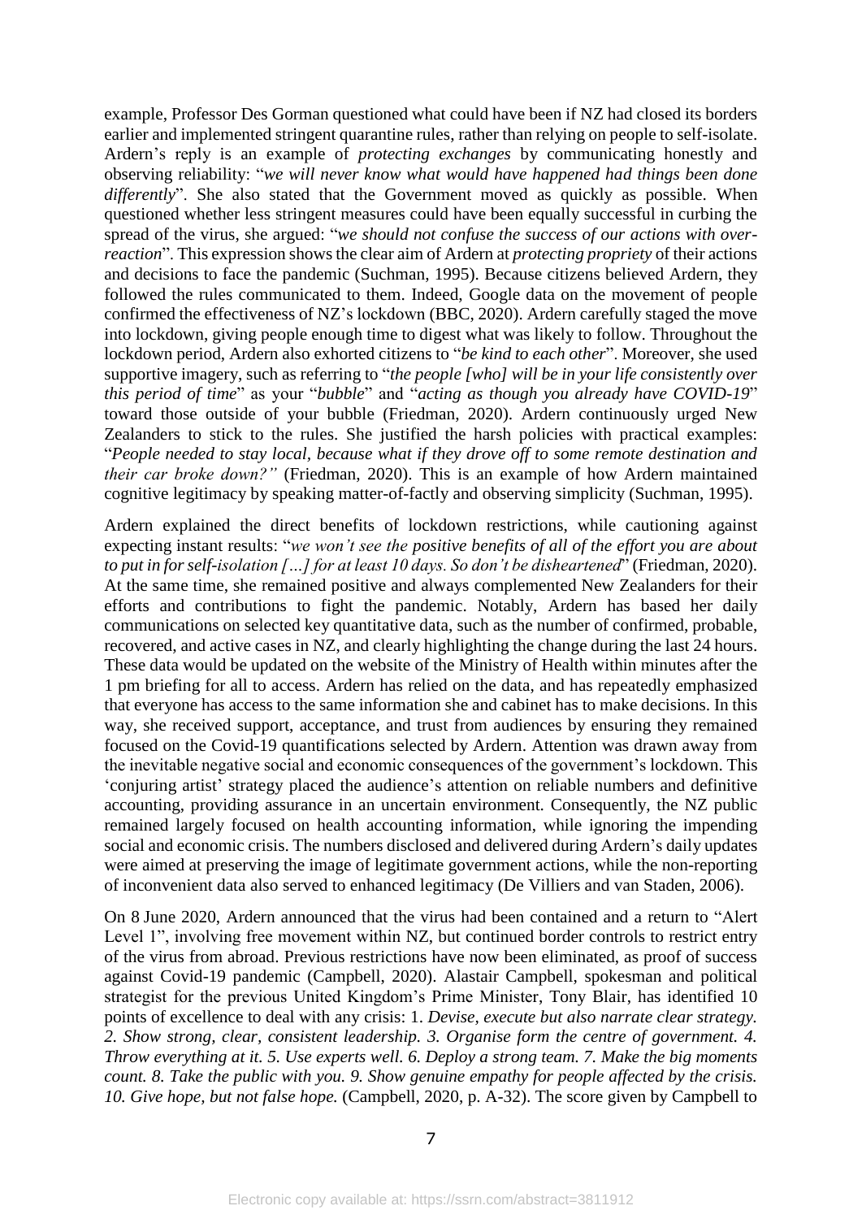example, Professor Des Gorman questioned what could have been if NZ had closed its borders earlier and implemented stringent quarantine rules, rather than relying on people to self-isolate. Ardern's reply is an example of *protecting exchanges* by communicating honestly and observing reliability: "*we will never know what would have happened had things been done differently*". She also stated that the Government moved as quickly as possible. When questioned whether less stringent measures could have been equally successful in curbing the spread of the virus, she argued: "*we should not confuse the success of our actions with over-reaction*". This expression shows the clear aim of Ardern at *protecting propriety* of their actions and decisions to face the pandemic (Suchman, 1995). Because citizens believed Ardern, they followed the rules communicated to them. Indeed, Google data on the movement of people confirmed the effectiveness of NZ's lockdown (BBC, 2020). Ardern carefully staged the move into lockdown, giving people enough time to digest what was likely to follow. Throughout the lockdown period, Ardern also exhorted citizens to "*be kind to each other*". Moreover, she used supportive imagery, such as referring to "*the people [who] will be in your life consistently over this period of time*" as your "*bubble*" and "*acting as though you already have COVID-19*" toward those outside of your bubble (Friedman, 2020). Ardern continuously urged New Zealanders to stick to the rules. She justified the harsh policies with practical examples: "*People needed to stay local, because what if they drove off to some remote destination and their car broke down?"* (Friedman, 2020). This is an example of how Ardern maintained cognitive legitimacy by speaking matter-of-factly and observing simplicity (Suchman, 1995).

Ardern explained the direct benefits of lockdown restrictions, while cautioning against expecting instant results: "*we won't see the positive benefits of all of the effort you are about to put in for self-isolation […] for at least 10 days. So don't be disheartened*" (Friedman, 2020). At the same time, she remained positive and always complemented New Zealanders for their efforts and contributions to fight the pandemic. Notably, Ardern has based her daily communications on selected key quantitative data, such as the number of confirmed, probable, recovered, and active cases in NZ, and clearly highlighting the change during the last 24 hours. These data would be updated on the website of the Ministry of Health within minutes after the 1 pm briefing for all to access. Ardern has relied on the data, and has repeatedly emphasized that everyone has access to the same information she and cabinet has to make decisions. In this way, she received support, acceptance, and trust from audiences by ensuring they remained focused on the Covid-19 quantifications selected by Ardern. Attention was drawn away from the inevitable negative social and economic consequences of the government's lockdown. This 'conjuring artist' strategy placed the audience's attention on reliable numbers and definitive accounting, providing assurance in an uncertain environment. Consequently, the NZ public remained largely focused on health accounting information, while ignoring the impending social and economic crisis. The numbers disclosed and delivered during Ardern's daily updates were aimed at preserving the image of legitimate government actions, while the non-reporting of inconvenient data also served to enhanced legitimacy (De Villiers and van Staden, 2006).

On 8 June 2020, Ardern announced that the virus had been contained and a return to "Alert Level 1", involving free movement within NZ, but continued border controls to restrict entry of the virus from abroad. Previous restrictions have now been eliminated, as proof of success against Covid-19 pandemic (Campbell, 2020). Alastair Campbell, spokesman and political strategist for the previous United Kingdom's Prime Minister, Tony Blair, has identified 10 points of excellence to deal with any crisis: 1. *Devise, execute but also narrate clear strategy. 2. Show strong, clear, consistent leadership. 3. Organise form the centre of government. 4. Throw everything at it. 5. Use experts well. 6. Deploy a strong team. 7. Make the big moments count. 8. Take the public with you. 9. Show genuine empathy for people affected by the crisis. 10. Give hope, but not false hope.* (Campbell, 2020, p. A-32). The score given by Campbell to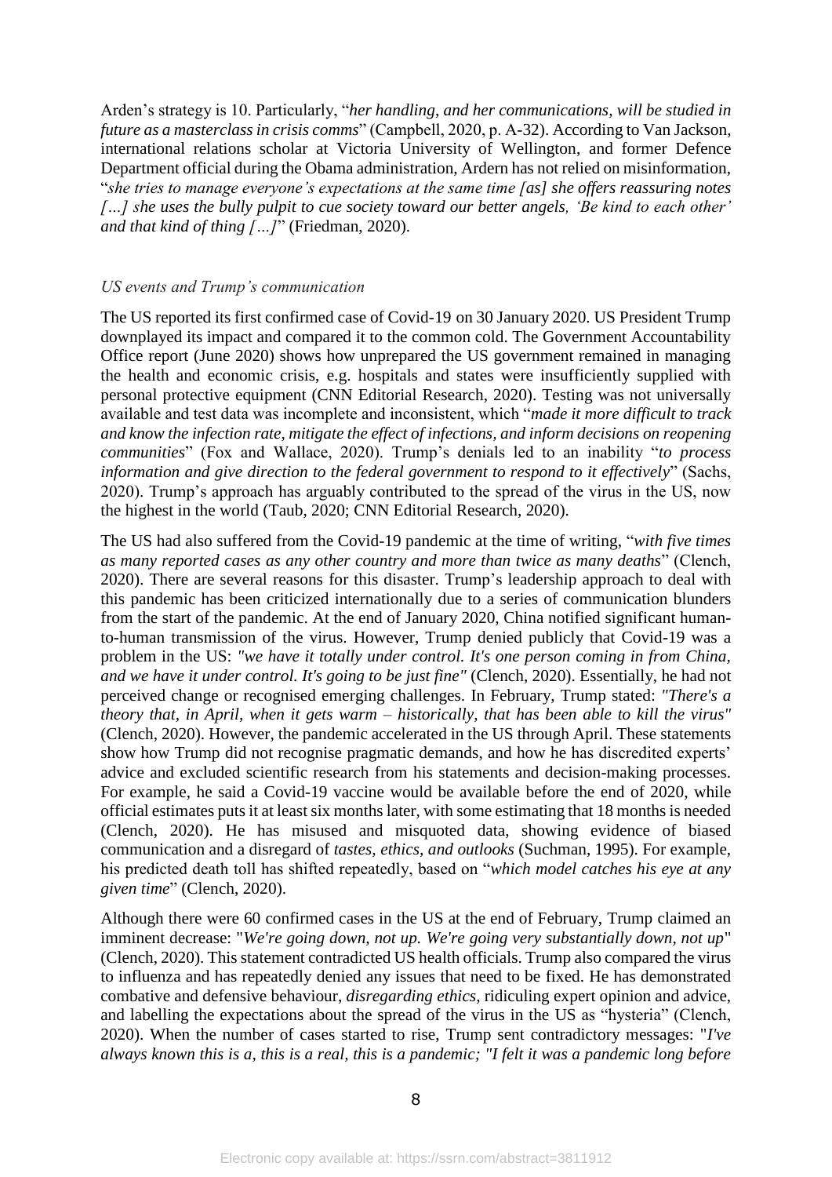Arden's strategy is 10. Particularly, "*her handling, and her communications, will be studied in future as a masterclass in crisis comms*" (Campbell, 2020, p. A-32). According to Van Jackson, international relations scholar at Victoria University of Wellington, and former Defence Department official during the Obama administration, Ardern has not relied on misinformation, "*she tries to manage everyone's expectations at the same time [as] she offers reassuring notes […] she uses the bully pulpit to cue society toward our better angels, 'Be kind to each other' and that kind of thing […]*" (Friedman, 2020).

*US events and Trump's communication*

The US reported its first confirmed case of Covid-19 on 30 January 2020. US President Trump downplayed its impact and compared it to the common cold. The Government Accountability Office report (June 2020) shows how unprepared the US government remained in managing the health and economic crisis, e.g. hospitals and states were insufficiently supplied with personal protective equipment (CNN Editorial Research, 2020). Testing was not universally available and test data was incomplete and inconsistent, which "*made it more difficult to track and know the infection rate, mitigate the effect of infections, and inform decisions on reopening communities*" (Fox and Wallace, 2020). Trump's denials led to an inability "*to process information and give direction to the federal government to respond to it effectively*" (Sachs, 2020). Trump's approach has arguably contributed to the spread of the virus in the US, now the highest in the world (Taub, 2020; CNN Editorial Research, 2020).

The US had also suffered from the Covid-19 pandemic at the time of writing, "*with five times as many reported cases as any other country and more than twice as many deaths*" (Clench, 2020). There are several reasons for this disaster. Trump's leadership approach to deal with this pandemic has been criticized internationally due to a series of communication blunders from the start of the pandemic. At the end of January 2020, China notified significant human-to-human transmission of the virus. However, Trump denied publicly that Covid-19 was a problem in the US: *"we have it totally under control. It's one person coming in from China, and we have it under control. It's going to be just fine"* (Clench, 2020). Essentially, he had not perceived change or recognised emerging challenges. In February, Trump stated: *"There's a theory that, in April, when it gets warm – historically, that has been able to kill the virus"* (Clench, 2020). However, the pandemic accelerated in the US through April. These statements show how Trump did not recognise pragmatic demands, and how he has discredited experts' advice and excluded scientific research from his statements and decision-making processes. For example, he said a Covid-19 vaccine would be available before the end of 2020, while official estimates puts it at least six months later, with some estimating that 18 months is needed (Clench, 2020). He has misused and misquoted data, showing evidence of biased communication and a disregard of *tastes, ethics, and outlooks* (Suchman, 1995). For example, his predicted death toll has shifted repeatedly, based on "*which model catches his eye at any given time*" (Clench, 2020).

Although there were 60 confirmed cases in the US at the end of February, Trump claimed an imminent decrease: "*We're going down, not up. We're going very substantially down, not up*" (Clench, 2020). This statement contradicted US health officials. Trump also compared the virus to influenza and has repeatedly denied any issues that need to be fixed. He has demonstrated combative and defensive behaviour, *disregarding ethics*, ridiculing expert opinion and advice, and labelling the expectations about the spread of the virus in the US as "hysteria" (Clench, 2020). When the number of cases started to rise, Trump sent contradictory messages: "*I've always known this is a, this is a real, this is a pandemic; "I felt it was a pandemic long before*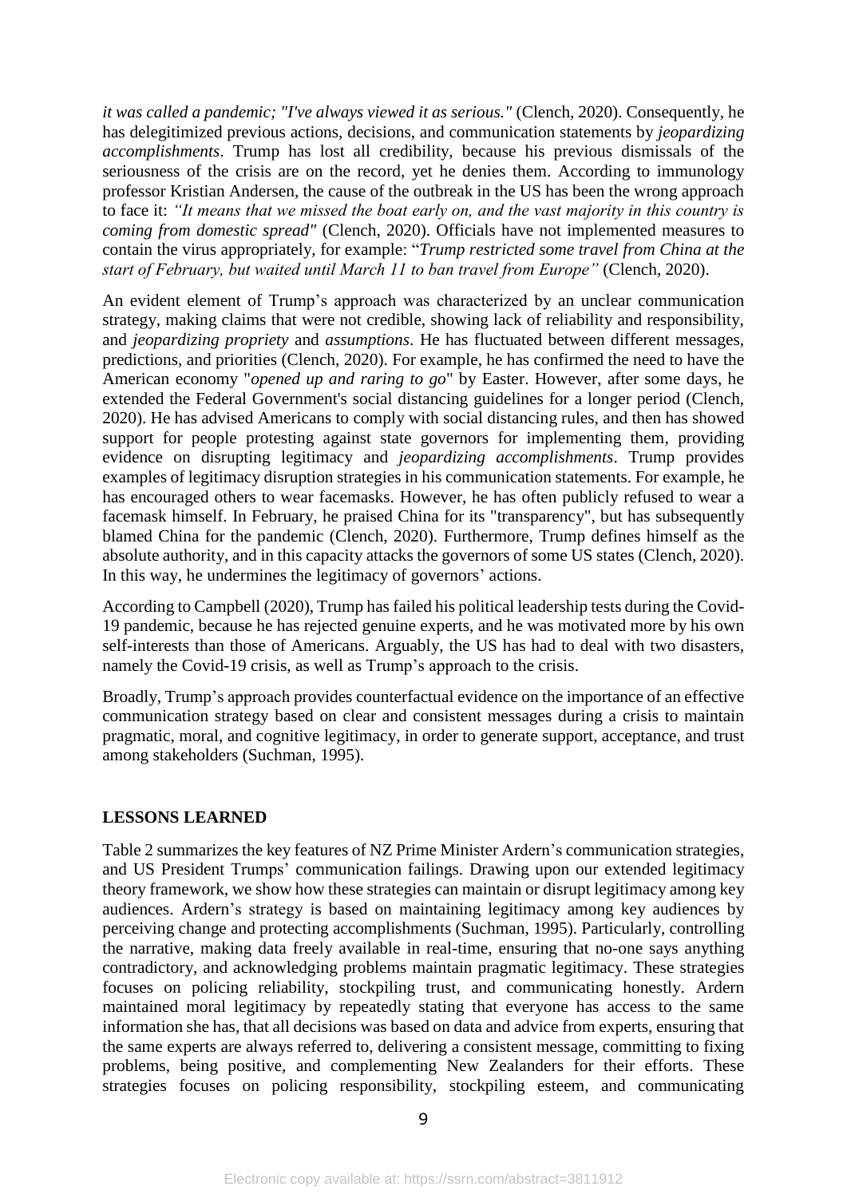*it was called a pandemic; "I've always viewed it as serious."* (Clench, 2020). Consequently, he has delegitimized previous actions, decisions, and communication statements by *jeopardizing accomplishments*. Trump has lost all credibility, because his previous dismissals of the seriousness of the crisis are on the record, yet he denies them. According to immunology professor Kristian Andersen, the cause of the outbreak in the US has been the wrong approach to face it: *"It means that we missed the boat early on, and the vast majority in this country is coming from domestic spread"* (Clench, 2020). Officials have not implemented measures to contain the virus appropriately, for example: "*Trump restricted some travel from China at the start of February, but waited until March 11 to ban travel from Europe"* (Clench, 2020).

An evident element of Trump's approach was characterized by an unclear communication strategy, making claims that were not credible, showing lack of reliability and responsibility, and *jeopardizing propriety* and *assumptions*. He has fluctuated between different messages, predictions, and priorities (Clench, 2020). For example, he has confirmed the need to have the American economy "*opened up and raring to go*" by Easter. However, after some days, he extended the Federal Government's social distancing guidelines for a longer period (Clench, 2020). He has advised Americans to comply with social distancing rules, and then has showed support for people protesting against state governors for implementing them, providing evidence on disrupting legitimacy and *jeopardizing accomplishments*. Trump provides examples of legitimacy disruption strategies in his communication statements. For example, he has encouraged others to wear facemasks. However, he has often publicly refused to wear a facemask himself. In February, he praised China for its "transparency", but has subsequently blamed China for the pandemic (Clench, 2020). Furthermore, Trump defines himself as the absolute authority, and in this capacity attacks the governors of some US states (Clench, 2020). In this way, he undermines the legitimacy of governors' actions.

According to Campbell (2020), Trump has failed his political leadership tests during the Covid-19 pandemic, because he has rejected genuine experts, and he was motivated more by his own self-interests than those of Americans. Arguably, the US has had to deal with two disasters, namely the Covid-19 crisis, as well as Trump's approach to the crisis.

Broadly, Trump's approach provides counterfactual evidence on the importance of an effective communication strategy based on clear and consistent messages during a crisis to maintain pragmatic, moral, and cognitive legitimacy, in order to generate support, acceptance, and trust among stakeholders (Suchman, 1995).

## LESSONS LEARNED

Table 2 summarizes the key features of NZ Prime Minister Ardern's communication strategies, and US President Trumps' communication failings. Drawing upon our extended legitimacy theory framework, we show how these strategies can maintain or disrupt legitimacy among key audiences. Ardern's strategy is based on maintaining legitimacy among key audiences by perceiving change and protecting accomplishments (Suchman, 1995). Particularly, controlling the narrative, making data freely available in real-time, ensuring that no-one says anything contradictory, and acknowledging problems maintain pragmatic legitimacy. These strategies focuses on policing reliability, stockpiling trust, and communicating honestly. Ardern maintained moral legitimacy by repeatedly stating that everyone has access to the same information she has, that all decisions was based on data and advice from experts, ensuring that the same experts are always referred to, delivering a consistent message, committing to fixing problems, being positive, and complementing New Zealanders for their efforts. These strategies focuses on policing responsibility, stockpiling esteem, and communicating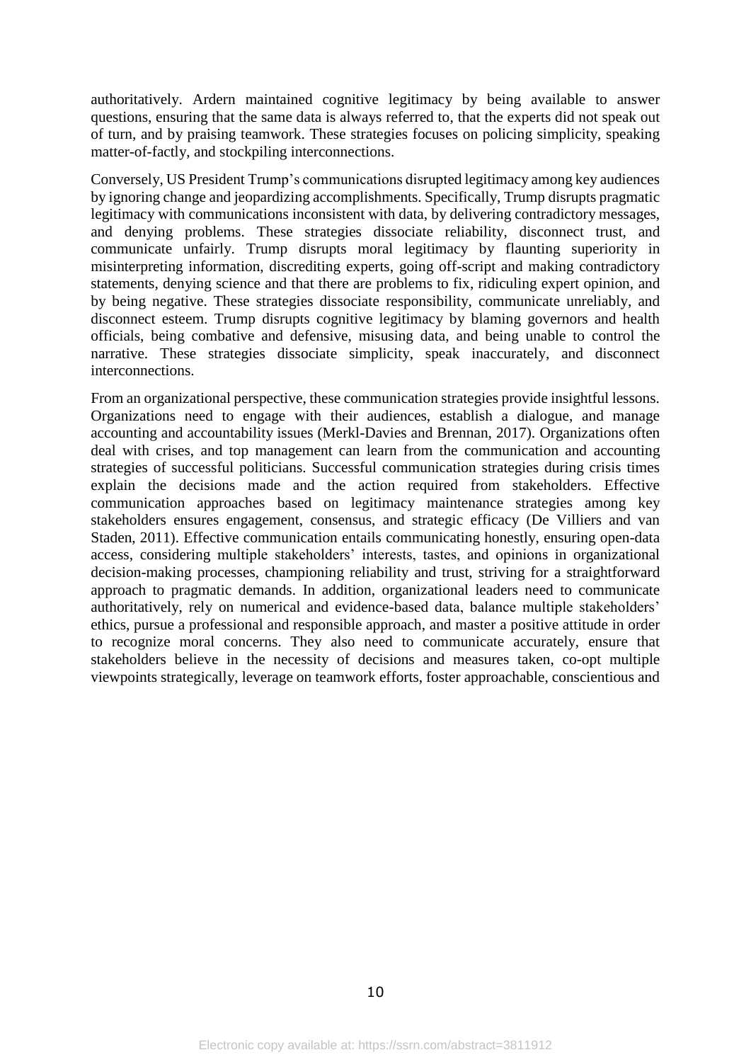authoritatively. Ardern maintained cognitive legitimacy by being available to answer questions, ensuring that the same data is always referred to, that the experts did not speak out of turn, and by praising teamwork. These strategies focuses on policing simplicity, speaking matter-of-factly, and stockpiling interconnections.

Conversely, US President Trump's communications disrupted legitimacy among key audiences by ignoring change and jeopardizing accomplishments. Specifically, Trump disrupts pragmatic legitimacy with communications inconsistent with data, by delivering contradictory messages, and denying problems. These strategies dissociate reliability, disconnect trust, and communicate unfairly. Trump disrupts moral legitimacy by flaunting superiority in misinterpreting information, discrediting experts, going off-script and making contradictory statements, denying science and that there are problems to fix, ridiculing expert opinion, and by being negative. These strategies dissociate responsibility, communicate unreliably, and disconnect esteem. Trump disrupts cognitive legitimacy by blaming governors and health officials, being combative and defensive, misusing data, and being unable to control the narrative. These strategies dissociate simplicity, speak inaccurately, and disconnect interconnections.

From an organizational perspective, these communication strategies provide insightful lessons. Organizations need to engage with their audiences, establish a dialogue, and manage accounting and accountability issues (Merkl-Davies and Brennan, 2017). Organizations often deal with crises, and top management can learn from the communication and accounting strategies of successful politicians. Successful communication strategies during crisis times explain the decisions made and the action required from stakeholders. Effective communication approaches based on legitimacy maintenance strategies among key stakeholders ensures engagement, consensus, and strategic efficacy (De Villiers and van Staden, 2011). Effective communication entails communicating honestly, ensuring open-data access, considering multiple stakeholders' interests, tastes, and opinions in organizational decision-making processes, championing reliability and trust, striving for a straightforward approach to pragmatic demands. In addition, organizational leaders need to communicate authoritatively, rely on numerical and evidence-based data, balance multiple stakeholders' ethics, pursue a professional and responsible approach, and master a positive attitude in order to recognize moral concerns. They also need to communicate accurately, ensure that stakeholders believe in the necessity of decisions and measures taken, co-opt multiple viewpoints strategically, leverage on teamwork efforts, foster approachable, conscientious and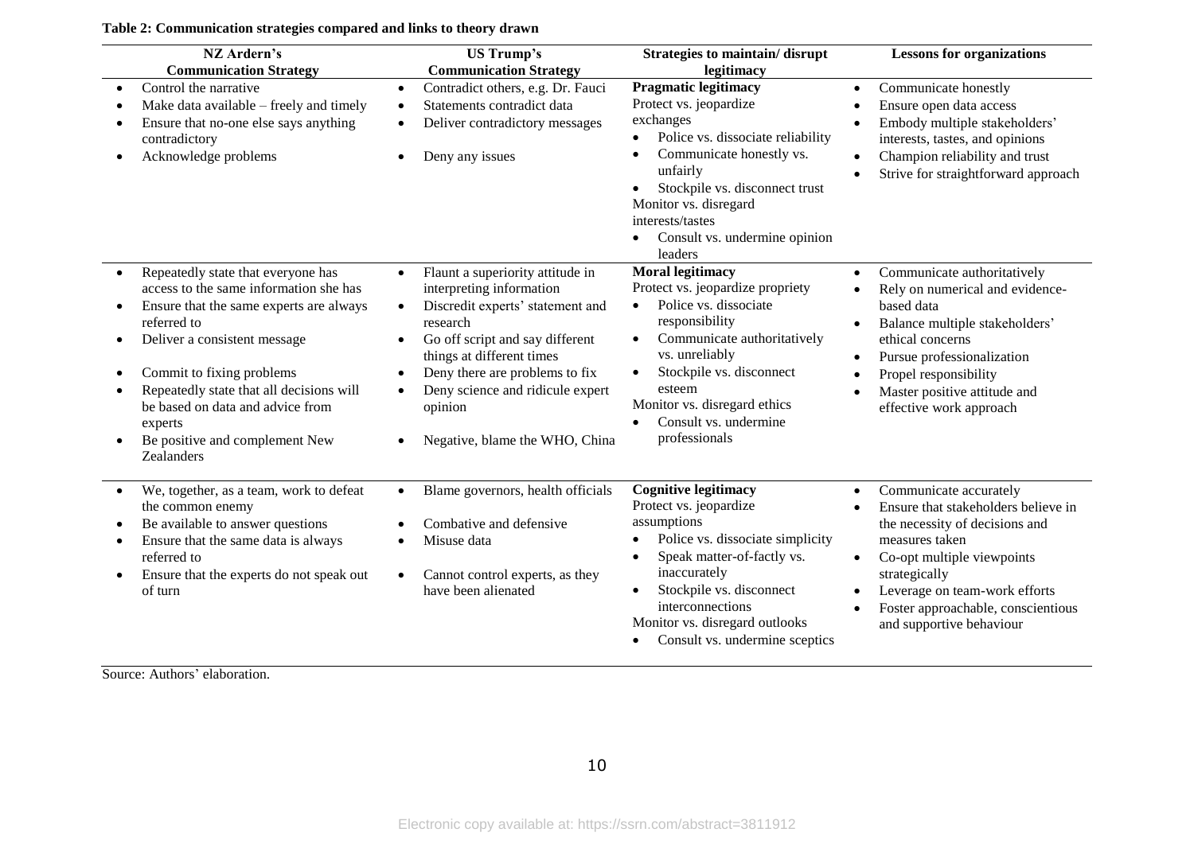**Table 2: Communication strategies compared and links to theory drawn**

| NZ Ardern's Communication Strategy | US Trump's Communication Strategy | Strategies to maintain/ disrupt legitimacy | Lessons for organizations |
|---|---|---|---|
| • Control the narrative<br>• Make data available – freely and timely<br>• Ensure that no-one else says anything contradictory<br>• Acknowledge problems | • Contradict others, e.g. Dr. Fauci<br>• Statements contradict data<br>• Deliver contradictory messages<br>• Deny any issues | **Pragmatic legitimacy**<br>Protect vs. jeopardize exchanges<br>• Police vs. dissociate reliability<br>• Communicate honestly vs. unfairly<br>• Stockpile vs. disconnect trust<br>Monitor vs. disregard interests/tastes<br>• Consult vs. undermine opinion leaders | • Communicate honestly<br>• Ensure open data access<br>• Embody multiple stakeholders' interests, tastes, and opinions<br>• Champion reliability and trust<br>• Strive for straightforward approach |
| • Repeatedly state that everyone has access to the same information she has<br>• Ensure that the same experts are always referred to<br>• Deliver a consistent message<br>• Commit to fixing problems<br>• Repeatedly state that all decisions will be based on data and advice from experts<br>• Be positive and complement New Zealanders | • Flaunt a superiority attitude in interpreting information<br>• Discredit experts' statement and research<br>• Go off script and say different things at different times<br>• Deny there are problems to fix<br>• Deny science and ridicule expert opinion<br>• Negative, blame the WHO, China | **Moral legitimacy**<br>Protect vs. jeopardize propriety<br>• Police vs. dissociate responsibility<br>• Communicate authoritatively vs. unreliably<br>• Stockpile vs. disconnect esteem<br>Monitor vs. disregard ethics<br>• Consult vs. undermine professionals | • Communicate authoritatively<br>• Rely on numerical and evidence-based data<br>• Balance multiple stakeholders' ethical concerns<br>• Pursue professionalization<br>• Propel responsibility<br>• Master positive attitude and effective work approach |
| • We, together, as a team, work to defeat the common enemy<br>• Be available to answer questions<br>• Ensure that the same data is always referred to<br>• Ensure that the experts do not speak out of turn | • Blame governors, health officials<br>• Combative and defensive<br>• Misuse data<br>• Cannot control experts, as they have been alienated | **Cognitive legitimacy**<br>Protect vs. jeopardize assumptions<br>• Police vs. dissociate simplicity<br>• Speak matter-of-factly vs. inaccurately<br>• Stockpile vs. disconnect interconnections<br>Monitor vs. disregard outlooks<br>• Consult vs. undermine sceptics | • Communicate accurately<br>• Ensure that stakeholders believe in the necessity of decisions and measures taken<br>• Co-opt multiple viewpoints strategically<br>• Leverage on team-work efforts<br>• Foster approachable, conscientious and supportive behaviour |

Source: Authors' elaboration.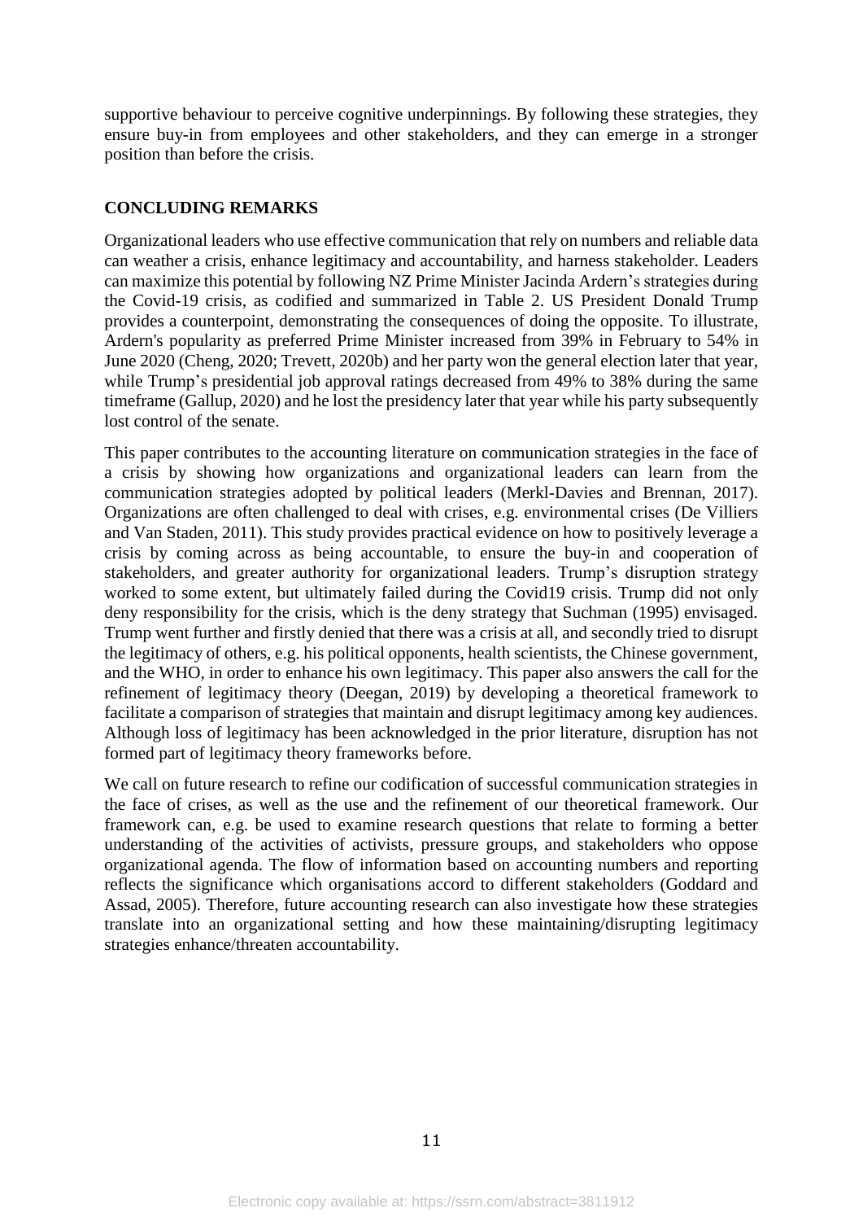supportive behaviour to perceive cognitive underpinnings. By following these strategies, they ensure buy-in from employees and other stakeholders, and they can emerge in a stronger position than before the crisis.

## CONCLUDING REMARKS

Organizational leaders who use effective communication that rely on numbers and reliable data can weather a crisis, enhance legitimacy and accountability, and harness stakeholder. Leaders can maximize this potential by following NZ Prime Minister Jacinda Ardern's strategies during the Covid-19 crisis, as codified and summarized in Table 2. US President Donald Trump provides a counterpoint, demonstrating the consequences of doing the opposite. To illustrate, Ardern's popularity as preferred Prime Minister increased from 39% in February to 54% in June 2020 (Cheng, 2020; Trevett, 2020b) and her party won the general election later that year, while Trump's presidential job approval ratings decreased from 49% to 38% during the same timeframe (Gallup, 2020) and he lost the presidency later that year while his party subsequently lost control of the senate.

This paper contributes to the accounting literature on communication strategies in the face of a crisis by showing how organizations and organizational leaders can learn from the communication strategies adopted by political leaders (Merkl-Davies and Brennan, 2017). Organizations are often challenged to deal with crises, e.g. environmental crises (De Villiers and Van Staden, 2011). This study provides practical evidence on how to positively leverage a crisis by coming across as being accountable, to ensure the buy-in and cooperation of stakeholders, and greater authority for organizational leaders. Trump's disruption strategy worked to some extent, but ultimately failed during the Covid19 crisis. Trump did not only deny responsibility for the crisis, which is the deny strategy that Suchman (1995) envisaged. Trump went further and firstly denied that there was a crisis at all, and secondly tried to disrupt the legitimacy of others, e.g. his political opponents, health scientists, the Chinese government, and the WHO, in order to enhance his own legitimacy. This paper also answers the call for the refinement of legitimacy theory (Deegan, 2019) by developing a theoretical framework to facilitate a comparison of strategies that maintain and disrupt legitimacy among key audiences. Although loss of legitimacy has been acknowledged in the prior literature, disruption has not formed part of legitimacy theory frameworks before.

We call on future research to refine our codification of successful communication strategies in the face of crises, as well as the use and the refinement of our theoretical framework. Our framework can, e.g. be used to examine research questions that relate to forming a better understanding of the activities of activists, pressure groups, and stakeholders who oppose organizational agenda. The flow of information based on accounting numbers and reporting reflects the significance which organisations accord to different stakeholders (Goddard and Assad, 2005). Therefore, future accounting research can also investigate how these strategies translate into an organizational setting and how these maintaining/disrupting legitimacy strategies enhance/threaten accountability.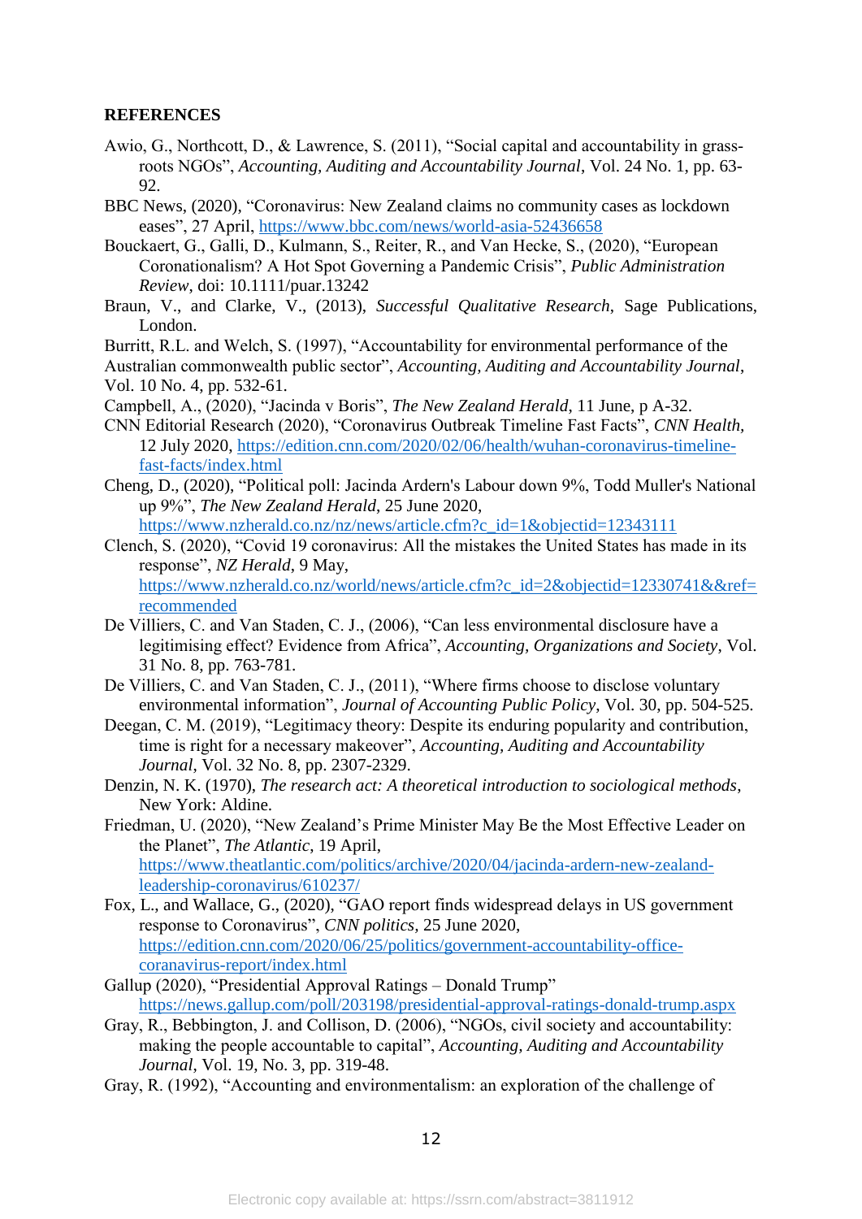**REFERENCES**

Awio, G., Northcott, D., & Lawrence, S. (2011), "Social capital and accountability in grass-roots NGOs", *Accounting, Auditing and Accountability Journal*, Vol. 24 No. 1, pp. 63-92.

BBC News, (2020), "Coronavirus: New Zealand claims no community cases as lockdown eases", 27 April, https://www.bbc.com/news/world-asia-52436658

Bouckaert, G., Galli, D., Kulmann, S., Reiter, R., and Van Hecke, S., (2020), "European Coronationalism? A Hot Spot Governing a Pandemic Crisis", *Public Administration Review*, doi: 10.1111/puar.13242

Braun, V., and Clarke, V., (2013), *Successful Qualitative Research*, Sage Publications, London.

Burritt, R.L. and Welch, S. (1997), "Accountability for environmental performance of the Australian commonwealth public sector", *Accounting, Auditing and Accountability Journal*, Vol. 10 No. 4, pp. 532-61.

Campbell, A., (2020), "Jacinda v Boris", *The New Zealand Herald*, 11 June, p A-32.

CNN Editorial Research (2020), "Coronavirus Outbreak Timeline Fast Facts", *CNN Health*, 12 July 2020, https://edition.cnn.com/2020/02/06/health/wuhan-coronavirus-timeline-fast-facts/index.html

Cheng, D., (2020), "Political poll: Jacinda Ardern's Labour down 9%, Todd Muller's National up 9%", *The New Zealand Herald*, 25 June 2020, https://www.nzherald.co.nz/nz/news/article.cfm?c_id=1&objectid=12343111

Clench, S. (2020), "Covid 19 coronavirus: All the mistakes the United States has made in its response", *NZ Herald*, 9 May, https://www.nzherald.co.nz/world/news/article.cfm?c_id=2&objectid=12330741&&ref=recommended

De Villiers, C. and Van Staden, C. J., (2006), "Can less environmental disclosure have a legitimising effect? Evidence from Africa", *Accounting, Organizations and Society*, Vol. 31 No. 8, pp. 763-781.

De Villiers, C. and Van Staden, C. J., (2011), "Where firms choose to disclose voluntary environmental information", *Journal of Accounting Public Policy*, Vol. 30, pp. 504-525.

Deegan, C. M. (2019), "Legitimacy theory: Despite its enduring popularity and contribution, time is right for a necessary makeover", *Accounting, Auditing and Accountability Journal*, Vol. 32 No. 8, pp. 2307-2329.

Denzin, N. K. (1970), *The research act: A theoretical introduction to sociological methods*, New York: Aldine.

Friedman, U. (2020), "New Zealand's Prime Minister May Be the Most Effective Leader on the Planet", *The Atlantic*, 19 April, https://www.theatlantic.com/politics/archive/2020/04/jacinda-ardern-new-zealand-leadership-coronavirus/610237/

Fox, L., and Wallace, G., (2020), "GAO report finds widespread delays in US government response to Coronavirus", *CNN politics*, 25 June 2020, https://edition.cnn.com/2020/06/25/politics/government-accountability-office-coranavirus-report/index.html

Gallup (2020), "Presidential Approval Ratings – Donald Trump" https://news.gallup.com/poll/203198/presidential-approval-ratings-donald-trump.aspx

Gray, R., Bebbington, J. and Collison, D. (2006), "NGOs, civil society and accountability: making the people accountable to capital", *Accounting, Auditing and Accountability Journal*, Vol. 19, No. 3, pp. 319-48.

Gray, R. (1992), "Accounting and environmentalism: an exploration of the challenge of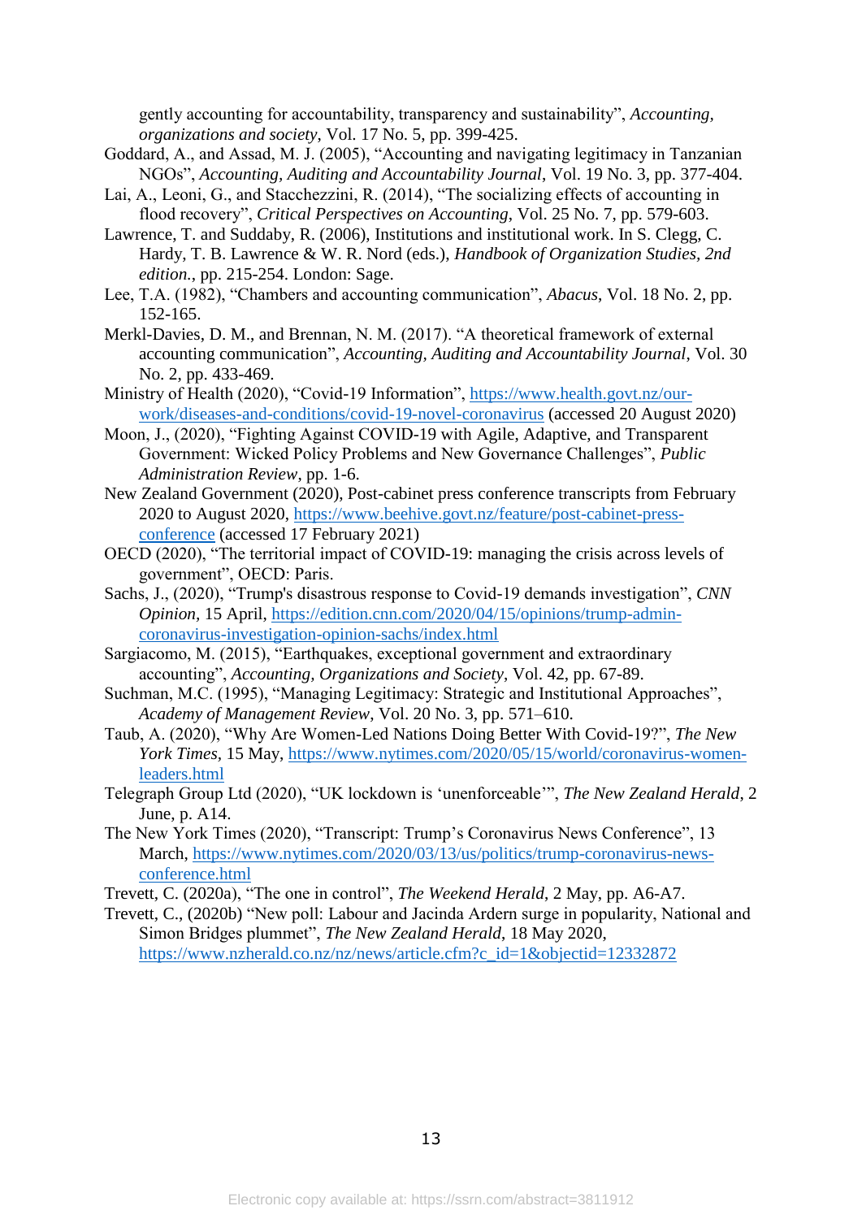gently accounting for accountability, transparency and sustainability", *Accounting, organizations and society*, Vol. 17 No. 5, pp. 399-425.

Goddard, A., and Assad, M. J. (2005), "Accounting and navigating legitimacy in Tanzanian NGOs", *Accounting, Auditing and Accountability Journal*, Vol. 19 No. 3, pp. 377-404.

Lai, A., Leoni, G., and Stacchezzini, R. (2014), "The socializing effects of accounting in flood recovery", *Critical Perspectives on Accounting*, Vol. 25 No. 7, pp. 579-603.

Lawrence, T. and Suddaby, R. (2006), Institutions and institutional work. In S. Clegg, C. Hardy, T. B. Lawrence & W. R. Nord (eds.), *Handbook of Organization Studies, 2nd edition.*, pp. 215-254. London: Sage.

Lee, T.A. (1982), "Chambers and accounting communication", *Abacus*, Vol. 18 No. 2, pp. 152-165.

Merkl-Davies, D. M., and Brennan, N. M. (2017). "A theoretical framework of external accounting communication", *Accounting, Auditing and Accountability Journal*, Vol. 30 No. 2, pp. 433-469.

Ministry of Health (2020), "Covid-19 Information", https://www.health.govt.nz/our-work/diseases-and-conditions/covid-19-novel-coronavirus (accessed 20 August 2020)

Moon, J., (2020), "Fighting Against COVID-19 with Agile, Adaptive, and Transparent Government: Wicked Policy Problems and New Governance Challenges", *Public Administration Review*, pp. 1-6.

New Zealand Government (2020), Post-cabinet press conference transcripts from February 2020 to August 2020, https://www.beehive.govt.nz/feature/post-cabinet-press-conference (accessed 17 February 2021)

OECD (2020), "The territorial impact of COVID-19: managing the crisis across levels of government", OECD: Paris.

Sachs, J., (2020), "Trump's disastrous response to Covid-19 demands investigation", *CNN Opinion*, 15 April, https://edition.cnn.com/2020/04/15/opinions/trump-admin-coronavirus-investigation-opinion-sachs/index.html

Sargiacomo, M. (2015), "Earthquakes, exceptional government and extraordinary accounting", *Accounting, Organizations and Society*, Vol. 42, pp. 67-89.

Suchman, M.C. (1995), "Managing Legitimacy: Strategic and Institutional Approaches", *Academy of Management Review*, Vol. 20 No. 3, pp. 571–610.

Taub, A. (2020), "Why Are Women-Led Nations Doing Better With Covid-19?", *The New York Times*, 15 May, https://www.nytimes.com/2020/05/15/world/coronavirus-women-leaders.html

Telegraph Group Ltd (2020), "UK lockdown is 'unenforceable'", *The New Zealand Herald*, 2 June, p. A14.

The New York Times (2020), "Transcript: Trump's Coronavirus News Conference", 13 March, https://www.nytimes.com/2020/03/13/us/politics/trump-coronavirus-news-conference.html

Trevett, C. (2020a), "The one in control", *The Weekend Herald*, 2 May, pp. A6-A7.

Trevett, C., (2020b) "New poll: Labour and Jacinda Ardern surge in popularity, National and Simon Bridges plummet", *The New Zealand Herald*, 18 May 2020, https://www.nzherald.co.nz/nz/news/article.cfm?c_id=1&objectid=12332872